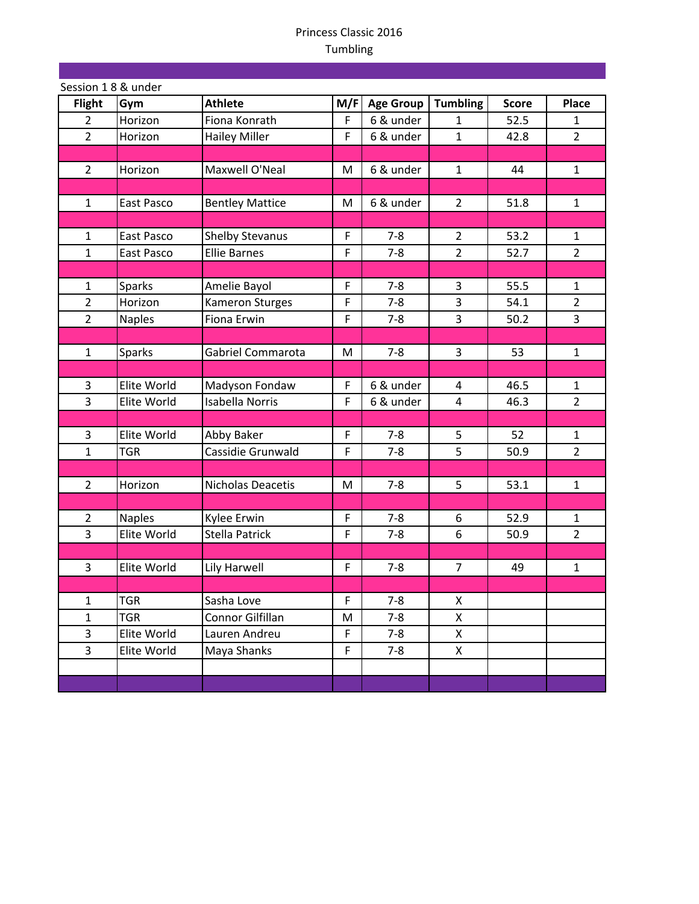# Princess Classic 2016

## Tumbling

Session 1 8 & under

| Flight | Gym | Athlete | M/F | Age Group | Tumbling | Score | Place |
|---|---|---|---|---|---|---|---|
| 2 | Horizon | Fiona Konrath | F | 6 & under | 1 | 52.5 | 1 |
| 2 | Horizon | Hailey Miller | F | 6 & under | 1 | 42.8 | 2 |
| | | | | | | | |
| 2 | Horizon | Maxwell O'Neal | M | 6 & under | 1 | 44 | 1 |
| | | | | | | | |
| 1 | East Pasco | Bentley Mattice | M | 6 & under | 2 | 51.8 | 1 |
| | | | | | | | |
| 1 | East Pasco | Shelby Stevanus | F | 7-8 | 2 | 53.2 | 1 |
| 1 | East Pasco | Ellie Barnes | F | 7-8 | 2 | 52.7 | 2 |
| | | | | | | | |
| 1 | Sparks | Amelie Bayol | F | 7-8 | 3 | 55.5 | 1 |
| 2 | Horizon | Kameron Sturges | F | 7-8 | 3 | 54.1 | 2 |
| 2 | Naples | Fiona Erwin | F | 7-8 | 3 | 50.2 | 3 |
| | | | | | | | |
| 1 | Sparks | Gabriel Commarota | M | 7-8 | 3 | 53 | 1 |
| | | | | | | | |
| 3 | Elite World | Madyson Fondaw | F | 6 & under | 4 | 46.5 | 1 |
| 3 | Elite World | Isabella Norris | F | 6 & under | 4 | 46.3 | 2 |
| | | | | | | | |
| 3 | Elite World | Abby Baker | F | 7-8 | 5 | 52 | 1 |
| 1 | TGR | Cassidie Grunwald | F | 7-8 | 5 | 50.9 | 2 |
| | | | | | | | |
| 2 | Horizon | Nicholas Deacetis | M | 7-8 | 5 | 53.1 | 1 |
| | | | | | | | |
| 2 | Naples | Kylee Erwin | F | 7-8 | 6 | 52.9 | 1 |
| 3 | Elite World | Stella Patrick | F | 7-8 | 6 | 50.9 | 2 |
| | | | | | | | |
| 3 | Elite World | Lily Harwell | F | 7-8 | 7 | 49 | 1 |
| | | | | | | | |
| 1 | TGR | Sasha Love | F | 7-8 | X | | |
| 1 | TGR | Connor Gilfillan | M | 7-8 | X | | |
| 3 | Elite World | Lauren Andreu | F | 7-8 | X | | |
| 3 | Elite World | Maya Shanks | F | 7-8 | X | | |
| | | | | | | | |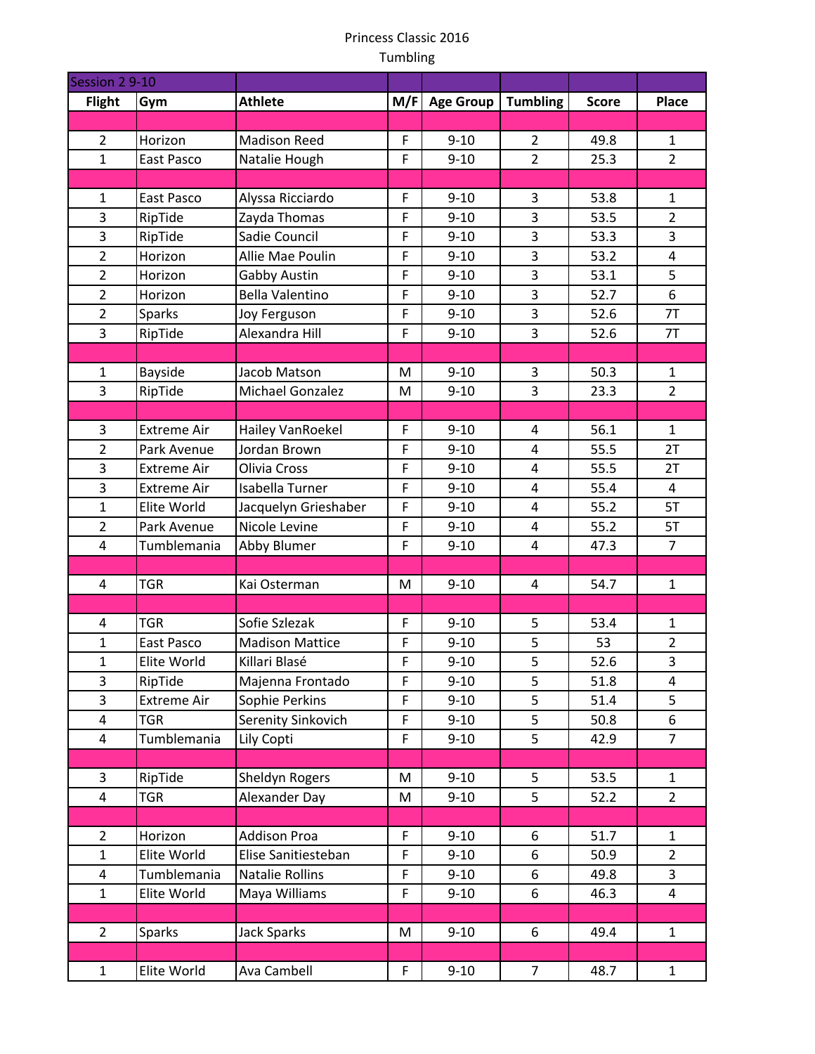Princess Classic 2016

Tumbling

| Session 2 9-10 | | | | | | | |
|---|---|---|---|---|---|---|---|
| Flight | Gym | Athlete | M/F | Age Group | Tumbling | Score | Place |
| | | | | | | | |
| 2 | Horizon | Madison Reed | F | 9-10 | 2 | 49.8 | 1 |
| 1 | East Pasco | Natalie Hough | F | 9-10 | 2 | 25.3 | 2 |
| | | | | | | | |
| 1 | East Pasco | Alyssa Ricciardo | F | 9-10 | 3 | 53.8 | 1 |
| 3 | RipTide | Zayda Thomas | F | 9-10 | 3 | 53.5 | 2 |
| 3 | RipTide | Sadie Council | F | 9-10 | 3 | 53.3 | 3 |
| 2 | Horizon | Allie Mae Poulin | F | 9-10 | 3 | 53.2 | 4 |
| 2 | Horizon | Gabby Austin | F | 9-10 | 3 | 53.1 | 5 |
| 2 | Horizon | Bella Valentino | F | 9-10 | 3 | 52.7 | 6 |
| 2 | Sparks | Joy Ferguson | F | 9-10 | 3 | 52.6 | 7T |
| 3 | RipTide | Alexandra Hill | F | 9-10 | 3 | 52.6 | 7T |
| | | | | | | | |
| 1 | Bayside | Jacob Matson | M | 9-10 | 3 | 50.3 | 1 |
| 3 | RipTide | Michael Gonzalez | M | 9-10 | 3 | 23.3 | 2 |
| | | | | | | | |
| 3 | Extreme Air | Hailey VanRoekel | F | 9-10 | 4 | 56.1 | 1 |
| 2 | Park Avenue | Jordan Brown | F | 9-10 | 4 | 55.5 | 2T |
| 3 | Extreme Air | Olivia Cross | F | 9-10 | 4 | 55.5 | 2T |
| 3 | Extreme Air | Isabella Turner | F | 9-10 | 4 | 55.4 | 4 |
| 1 | Elite World | Jacquelyn Grieshaber | F | 9-10 | 4 | 55.2 | 5T |
| 2 | Park Avenue | Nicole Levine | F | 9-10 | 4 | 55.2 | 5T |
| 4 | Tumblemania | Abby Blumer | F | 9-10 | 4 | 47.3 | 7 |
| | | | | | | | |
| 4 | TGR | Kai Osterman | M | 9-10 | 4 | 54.7 | 1 |
| | | | | | | | |
| 4 | TGR | Sofie Szlezak | F | 9-10 | 5 | 53.4 | 1 |
| 1 | East Pasco | Madison Mattice | F | 9-10 | 5 | 53 | 2 |
| 1 | Elite World | Killari Blasé | F | 9-10 | 5 | 52.6 | 3 |
| 3 | RipTide | Majenna Frontado | F | 9-10 | 5 | 51.8 | 4 |
| 3 | Extreme Air | Sophie Perkins | F | 9-10 | 5 | 51.4 | 5 |
| 4 | TGR | Serenity Sinkovich | F | 9-10 | 5 | 50.8 | 6 |
| 4 | Tumblemania | Lily Copti | F | 9-10 | 5 | 42.9 | 7 |
| | | | | | | | |
| 3 | RipTide | Sheldyn Rogers | M | 9-10 | 5 | 53.5 | 1 |
| 4 | TGR | Alexander Day | M | 9-10 | 5 | 52.2 | 2 |
| | | | | | | | |
| 2 | Horizon | Addison Proa | F | 9-10 | 6 | 51.7 | 1 |
| 1 | Elite World | Elise Sanitiesteban | F | 9-10 | 6 | 50.9 | 2 |
| 4 | Tumblemania | Natalie Rollins | F | 9-10 | 6 | 49.8 | 3 |
| 1 | Elite World | Maya Williams | F | 9-10 | 6 | 46.3 | 4 |
| | | | | | | | |
| 2 | Sparks | Jack Sparks | M | 9-10 | 6 | 49.4 | 1 |
| | | | | | | | |
| 1 | Elite World | Ava Cambell | F | 9-10 | 7 | 48.7 | 1 |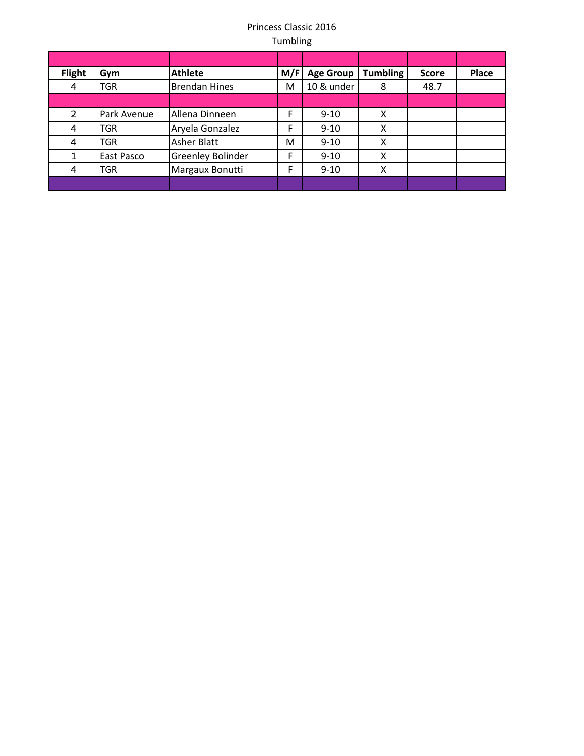Princess Classic 2016

Tumbling

| | | | | | | | |
|---|---|---|---|---|---|---|---|
| **Flight** | **Gym** | **Athlete** | **M/F** | **Age Group** | **Tumbling** | **Score** | **Place** |
| 4 | TGR | Brendan Hines | M | 10 & under | 8 | 48.7 | |
| | | | | | | | |
| 2 | Park Avenue | Allena Dinneen | F | 9-10 | X | | |
| 4 | TGR | Aryela Gonzalez | F | 9-10 | X | | |
| 4 | TGR | Asher Blatt | M | 9-10 | X | | |
| 1 | East Pasco | Greenley Bolinder | F | 9-10 | X | | |
| 4 | TGR | Margaux Bonutti | F | 9-10 | X | | |
| | | | | | | | |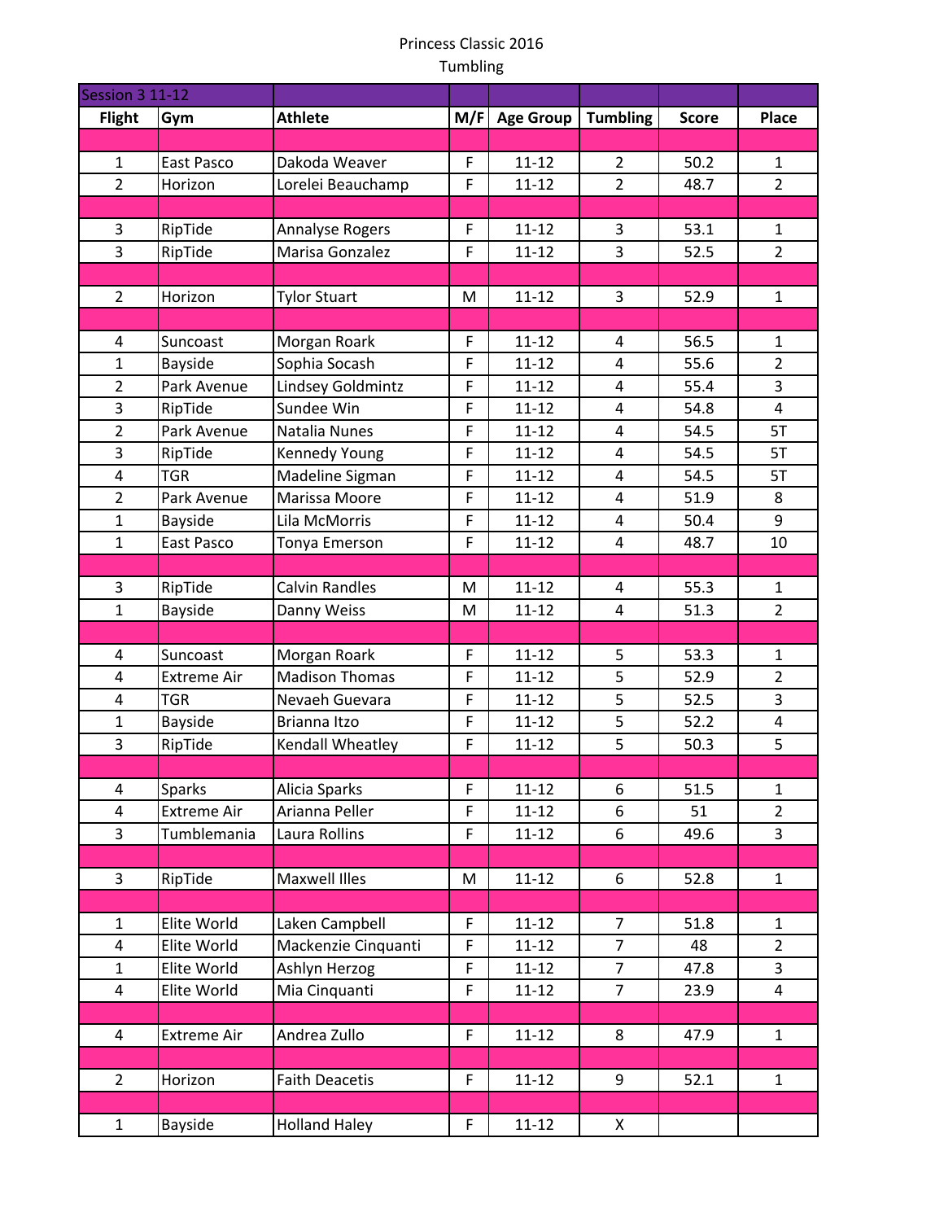Princess Classic 2016

Tumbling

| Session 3 11-12 | | | | | | | |
|---|---|---|---|---|---|---|---|
| Flight | Gym | Athlete | M/F | Age Group | Tumbling | Score | Place |
| | | | | | | | |
| 1 | East Pasco | Dakoda Weaver | F | 11-12 | 2 | 50.2 | 1 |
| 2 | Horizon | Lorelei Beauchamp | F | 11-12 | 2 | 48.7 | 2 |
| | | | | | | | |
| 3 | RipTide | Annalyse Rogers | F | 11-12 | 3 | 53.1 | 1 |
| 3 | RipTide | Marisa Gonzalez | F | 11-12 | 3 | 52.5 | 2 |
| | | | | | | | |
| 2 | Horizon | Tylor Stuart | M | 11-12 | 3 | 52.9 | 1 |
| | | | | | | | |
| 4 | Suncoast | Morgan Roark | F | 11-12 | 4 | 56.5 | 1 |
| 1 | Bayside | Sophia Socash | F | 11-12 | 4 | 55.6 | 2 |
| 2 | Park Avenue | Lindsey Goldmintz | F | 11-12 | 4 | 55.4 | 3 |
| 3 | RipTide | Sundee Win | F | 11-12 | 4 | 54.8 | 4 |
| 2 | Park Avenue | Natalia Nunes | F | 11-12 | 4 | 54.5 | 5T |
| 3 | RipTide | Kennedy Young | F | 11-12 | 4 | 54.5 | 5T |
| 4 | TGR | Madeline Sigman | F | 11-12 | 4 | 54.5 | 5T |
| 2 | Park Avenue | Marissa Moore | F | 11-12 | 4 | 51.9 | 8 |
| 1 | Bayside | Lila McMorris | F | 11-12 | 4 | 50.4 | 9 |
| 1 | East Pasco | Tonya Emerson | F | 11-12 | 4 | 48.7 | 10 |
| | | | | | | | |
| 3 | RipTide | Calvin Randles | M | 11-12 | 4 | 55.3 | 1 |
| 1 | Bayside | Danny Weiss | M | 11-12 | 4 | 51.3 | 2 |
| | | | | | | | |
| 4 | Suncoast | Morgan Roark | F | 11-12 | 5 | 53.3 | 1 |
| 4 | Extreme Air | Madison Thomas | F | 11-12 | 5 | 52.9 | 2 |
| 4 | TGR | Nevaeh Guevara | F | 11-12 | 5 | 52.5 | 3 |
| 1 | Bayside | Brianna Itzo | F | 11-12 | 5 | 52.2 | 4 |
| 3 | RipTide | Kendall Wheatley | F | 11-12 | 5 | 50.3 | 5 |
| | | | | | | | |
| 4 | Sparks | Alicia Sparks | F | 11-12 | 6 | 51.5 | 1 |
| 4 | Extreme Air | Arianna Peller | F | 11-12 | 6 | 51 | 2 |
| 3 | Tumblemania | Laura Rollins | F | 11-12 | 6 | 49.6 | 3 |
| | | | | | | | |
| 3 | RipTide | Maxwell Illes | M | 11-12 | 6 | 52.8 | 1 |
| | | | | | | | |
| 1 | Elite World | Laken Campbell | F | 11-12 | 7 | 51.8 | 1 |
| 4 | Elite World | Mackenzie Cinquanti | F | 11-12 | 7 | 48 | 2 |
| 1 | Elite World | Ashlyn Herzog | F | 11-12 | 7 | 47.8 | 3 |
| 4 | Elite World | Mia Cinquanti | F | 11-12 | 7 | 23.9 | 4 |
| | | | | | | | |
| 4 | Extreme Air | Andrea Zullo | F | 11-12 | 8 | 47.9 | 1 |
| | | | | | | | |
| 2 | Horizon | Faith Deacetis | F | 11-12 | 9 | 52.1 | 1 |
| | | | | | | | |
| 1 | Bayside | Holland Haley | F | 11-12 | X | | |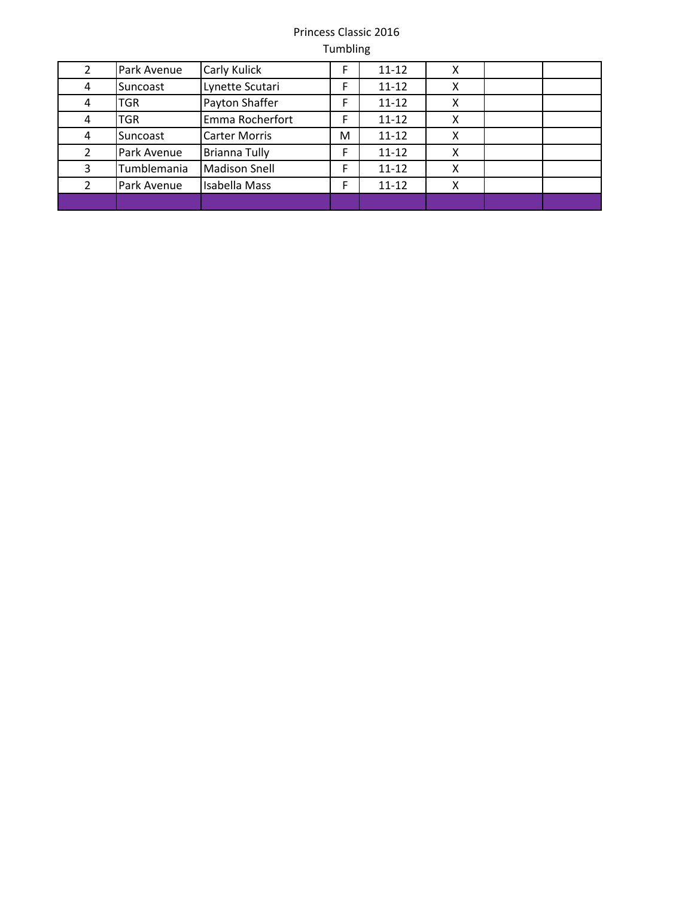Princess Classic 2016

Tumbling

| | | | | | | | |
|---|---|---|---|---|---|---|---|
| 2 | Park Avenue | Carly Kulick | F | 11-12 | X | | |
| 4 | Suncoast | Lynette Scutari | F | 11-12 | X | | |
| 4 | TGR | Payton Shaffer | F | 11-12 | X | | |
| 4 | TGR | Emma Rocherfort | F | 11-12 | X | | |
| 4 | Suncoast | Carter Morris | M | 11-12 | X | | |
| 2 | Park Avenue | Brianna Tully | F | 11-12 | X | | |
| 3 | Tumblemania | Madison Snell | F | 11-12 | X | | |
| 2 | Park Avenue | Isabella Mass | F | 11-12 | X | | |
| | | | | | | | |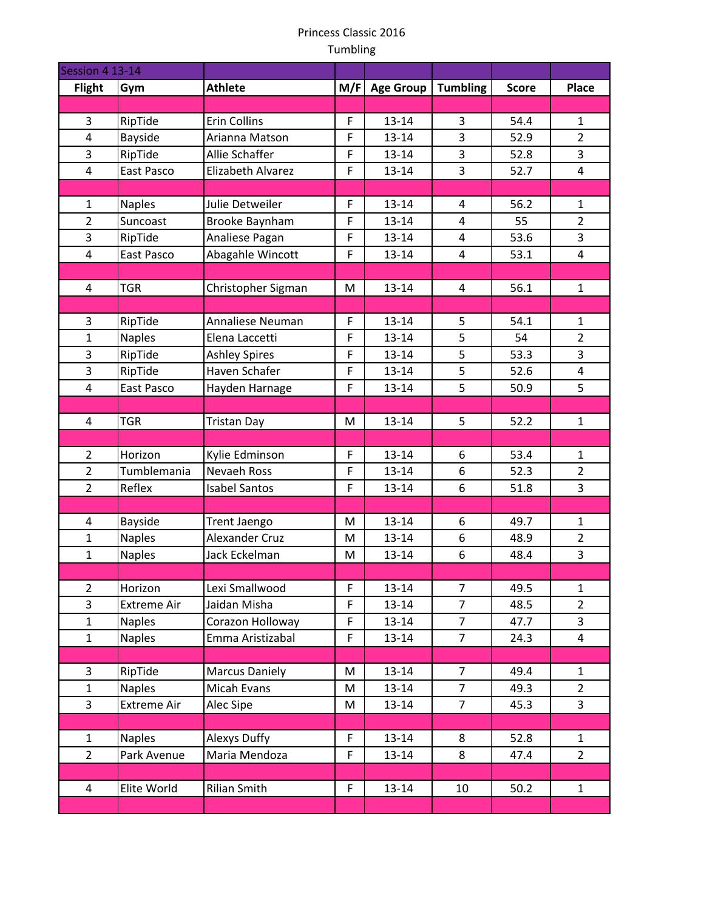Princess Classic 2016

Tumbling

| Session 4 13-14 | | | | | | | |
|---|---|---|---|---|---|---|---|
| Flight | Gym | Athlete | M/F | Age Group | Tumbling | Score | Place |
| | | | | | | | |
| 3 | RipTide | Erin Collins | F | 13-14 | 3 | 54.4 | 1 |
| 4 | Bayside | Arianna Matson | F | 13-14 | 3 | 52.9 | 2 |
| 3 | RipTide | Allie Schaffer | F | 13-14 | 3 | 52.8 | 3 |
| 4 | East Pasco | Elizabeth Alvarez | F | 13-14 | 3 | 52.7 | 4 |
| | | | | | | | |
| 1 | Naples | Julie Detweiler | F | 13-14 | 4 | 56.2 | 1 |
| 2 | Suncoast | Brooke Baynham | F | 13-14 | 4 | 55 | 2 |
| 3 | RipTide | Analiese Pagan | F | 13-14 | 4 | 53.6 | 3 |
| 4 | East Pasco | Abagahle Wincott | F | 13-14 | 4 | 53.1 | 4 |
| | | | | | | | |
| 4 | TGR | Christopher Sigman | M | 13-14 | 4 | 56.1 | 1 |
| | | | | | | | |
| 3 | RipTide | Annaliese Neuman | F | 13-14 | 5 | 54.1 | 1 |
| 1 | Naples | Elena Laccetti | F | 13-14 | 5 | 54 | 2 |
| 3 | RipTide | Ashley Spires | F | 13-14 | 5 | 53.3 | 3 |
| 3 | RipTide | Haven Schafer | F | 13-14 | 5 | 52.6 | 4 |
| 4 | East Pasco | Hayden Harnage | F | 13-14 | 5 | 50.9 | 5 |
| | | | | | | | |
| 4 | TGR | Tristan Day | M | 13-14 | 5 | 52.2 | 1 |
| | | | | | | | |
| 2 | Horizon | Kylie Edminson | F | 13-14 | 6 | 53.4 | 1 |
| 2 | Tumblemania | Nevaeh Ross | F | 13-14 | 6 | 52.3 | 2 |
| 2 | Reflex | Isabel Santos | F | 13-14 | 6 | 51.8 | 3 |
| | | | | | | | |
| 4 | Bayside | Trent Jaengo | M | 13-14 | 6 | 49.7 | 1 |
| 1 | Naples | Alexander Cruz | M | 13-14 | 6 | 48.9 | 2 |
| 1 | Naples | Jack Eckelman | M | 13-14 | 6 | 48.4 | 3 |
| | | | | | | | |
| 2 | Horizon | Lexi Smallwood | F | 13-14 | 7 | 49.5 | 1 |
| 3 | Extreme Air | Jaidan Misha | F | 13-14 | 7 | 48.5 | 2 |
| 1 | Naples | Corazon Holloway | F | 13-14 | 7 | 47.7 | 3 |
| 1 | Naples | Emma Aristizabal | F | 13-14 | 7 | 24.3 | 4 |
| | | | | | | | |
| 3 | RipTide | Marcus Daniely | M | 13-14 | 7 | 49.4 | 1 |
| 1 | Naples | Micah Evans | M | 13-14 | 7 | 49.3 | 2 |
| 3 | Extreme Air | Alec Sipe | M | 13-14 | 7 | 45.3 | 3 |
| | | | | | | | |
| 1 | Naples | Alexys Duffy | F | 13-14 | 8 | 52.8 | 1 |
| 2 | Park Avenue | Maria Mendoza | F | 13-14 | 8 | 47.4 | 2 |
| | | | | | | | |
| 4 | Elite World | Rilian Smith | F | 13-14 | 10 | 50.2 | 1 |
| | | | | | | | |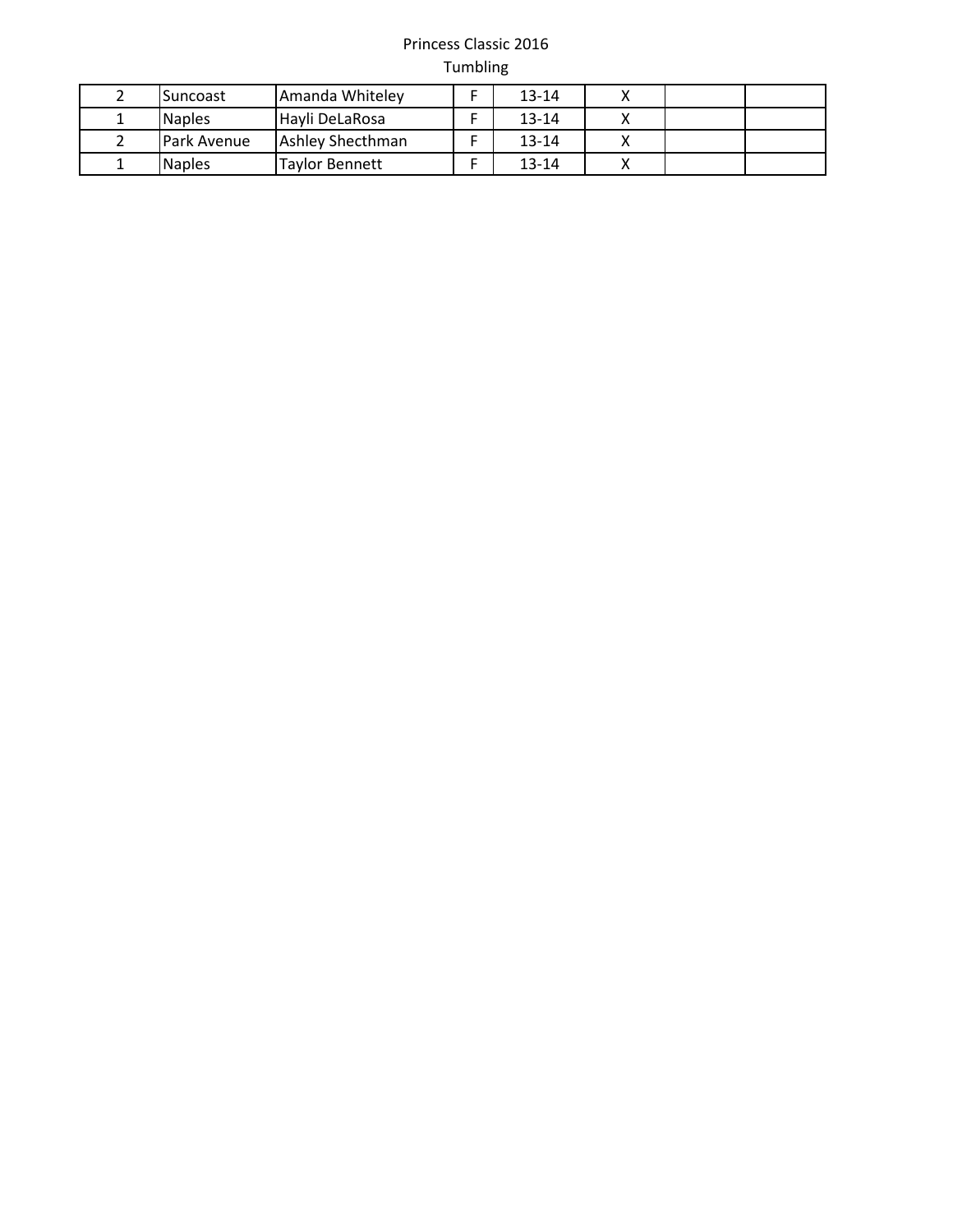Princess Classic 2016

Tumbling

| | | | | | | | |
|---|---|---|---|---|---|---|---|
| 2 | Suncoast | Amanda Whiteley | F | 13-14 | X | | |
| 1 | Naples | Hayli DeLaRosa | F | 13-14 | X | | |
| 2 | Park Avenue | Ashley Shecthman | F | 13-14 | X | | |
| 1 | Naples | Taylor Bennett | F | 13-14 | X | | |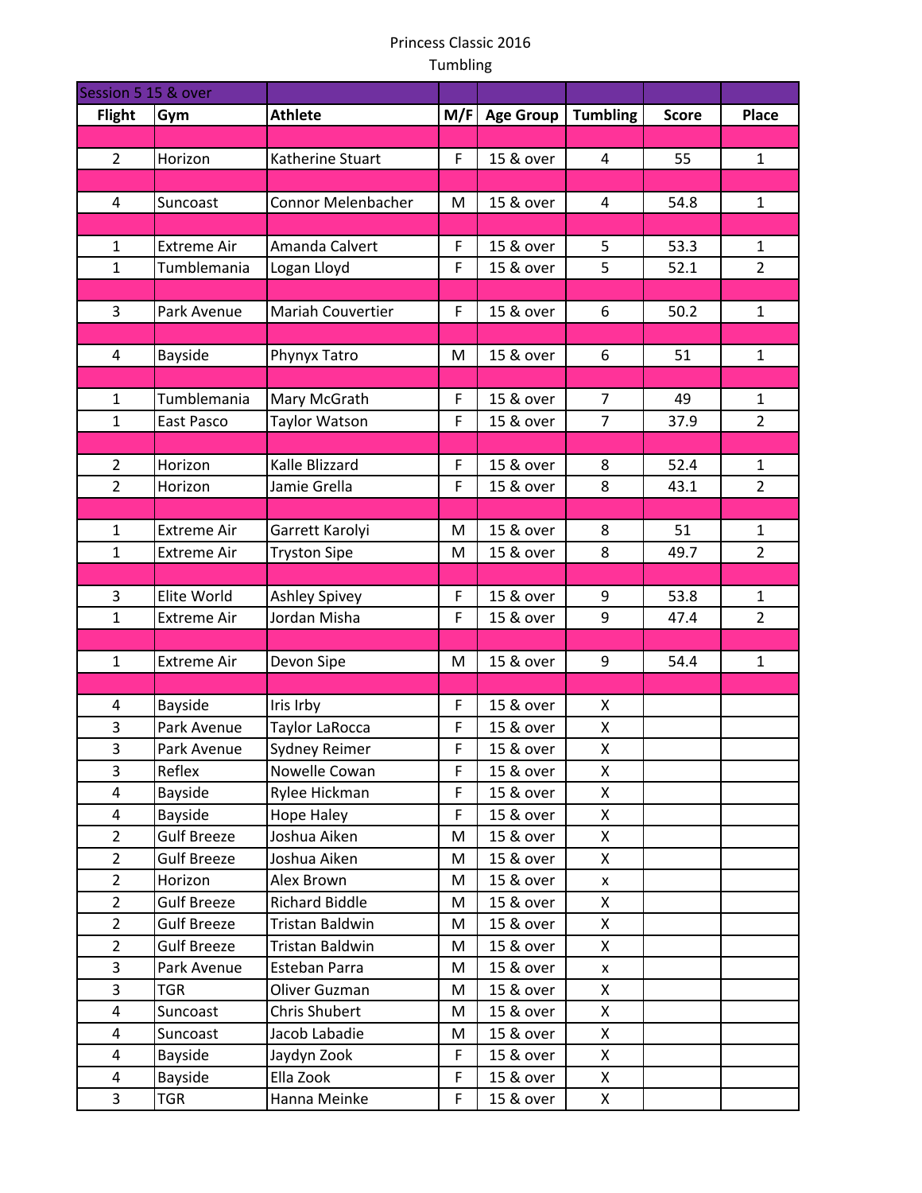Princess Classic 2016

Tumbling

| Session 5 15 & over | | | | | | | |
|---|---|---|---|---|---|---|---|
| **Flight** | **Gym** | **Athlete** | **M/F** | **Age Group** | **Tumbling** | **Score** | **Place** |
| | | | | | | | |
| 2 | Horizon | Katherine Stuart | F | 15 & over | 4 | 55 | 1 |
| | | | | | | | |
| 4 | Suncoast | Connor Melenbacher | M | 15 & over | 4 | 54.8 | 1 |
| | | | | | | | |
| 1 | Extreme Air | Amanda Calvert | F | 15 & over | 5 | 53.3 | 1 |
| 1 | Tumblemania | Logan Lloyd | F | 15 & over | 5 | 52.1 | 2 |
| | | | | | | | |
| 3 | Park Avenue | Mariah Couvertier | F | 15 & over | 6 | 50.2 | 1 |
| | | | | | | | |
| 4 | Bayside | Phynyx Tatro | M | 15 & over | 6 | 51 | 1 |
| | | | | | | | |
| 1 | Tumblemania | Mary McGrath | F | 15 & over | 7 | 49 | 1 |
| 1 | East Pasco | Taylor Watson | F | 15 & over | 7 | 37.9 | 2 |
| | | | | | | | |
| 2 | Horizon | Kalle Blizzard | F | 15 & over | 8 | 52.4 | 1 |
| 2 | Horizon | Jamie Grella | F | 15 & over | 8 | 43.1 | 2 |
| | | | | | | | |
| 1 | Extreme Air | Garrett Karolyi | M | 15 & over | 8 | 51 | 1 |
| 1 | Extreme Air | Tryston Sipe | M | 15 & over | 8 | 49.7 | 2 |
| | | | | | | | |
| 3 | Elite World | Ashley Spivey | F | 15 & over | 9 | 53.8 | 1 |
| 1 | Extreme Air | Jordan Misha | F | 15 & over | 9 | 47.4 | 2 |
| | | | | | | | |
| 1 | Extreme Air | Devon Sipe | M | 15 & over | 9 | 54.4 | 1 |
| | | | | | | | |
| 4 | Bayside | Iris Irby | F | 15 & over | X | | |
| 3 | Park Avenue | Taylor LaRocca | F | 15 & over | X | | |
| 3 | Park Avenue | Sydney Reimer | F | 15 & over | X | | |
| 3 | Reflex | Nowelle Cowan | F | 15 & over | X | | |
| 4 | Bayside | Rylee Hickman | F | 15 & over | X | | |
| 4 | Bayside | Hope Haley | F | 15 & over | X | | |
| 2 | Gulf Breeze | Joshua Aiken | M | 15 & over | X | | |
| 2 | Gulf Breeze | Joshua Aiken | M | 15 & over | X | | |
| 2 | Horizon | Alex Brown | M | 15 & over | x | | |
| 2 | Gulf Breeze | Richard Biddle | M | 15 & over | X | | |
| 2 | Gulf Breeze | Tristan Baldwin | M | 15 & over | X | | |
| 2 | Gulf Breeze | Tristan Baldwin | M | 15 & over | X | | |
| 3 | Park Avenue | Esteban Parra | M | 15 & over | x | | |
| 3 | TGR | Oliver Guzman | M | 15 & over | X | | |
| 4 | Suncoast | Chris Shubert | M | 15 & over | X | | |
| 4 | Suncoast | Jacob Labadie | M | 15 & over | X | | |
| 4 | Bayside | Jaydyn Zook | F | 15 & over | X | | |
| 4 | Bayside | Ella Zook | F | 15 & over | X | | |
| 3 | TGR | Hanna Meinke | F | 15 & over | X | | |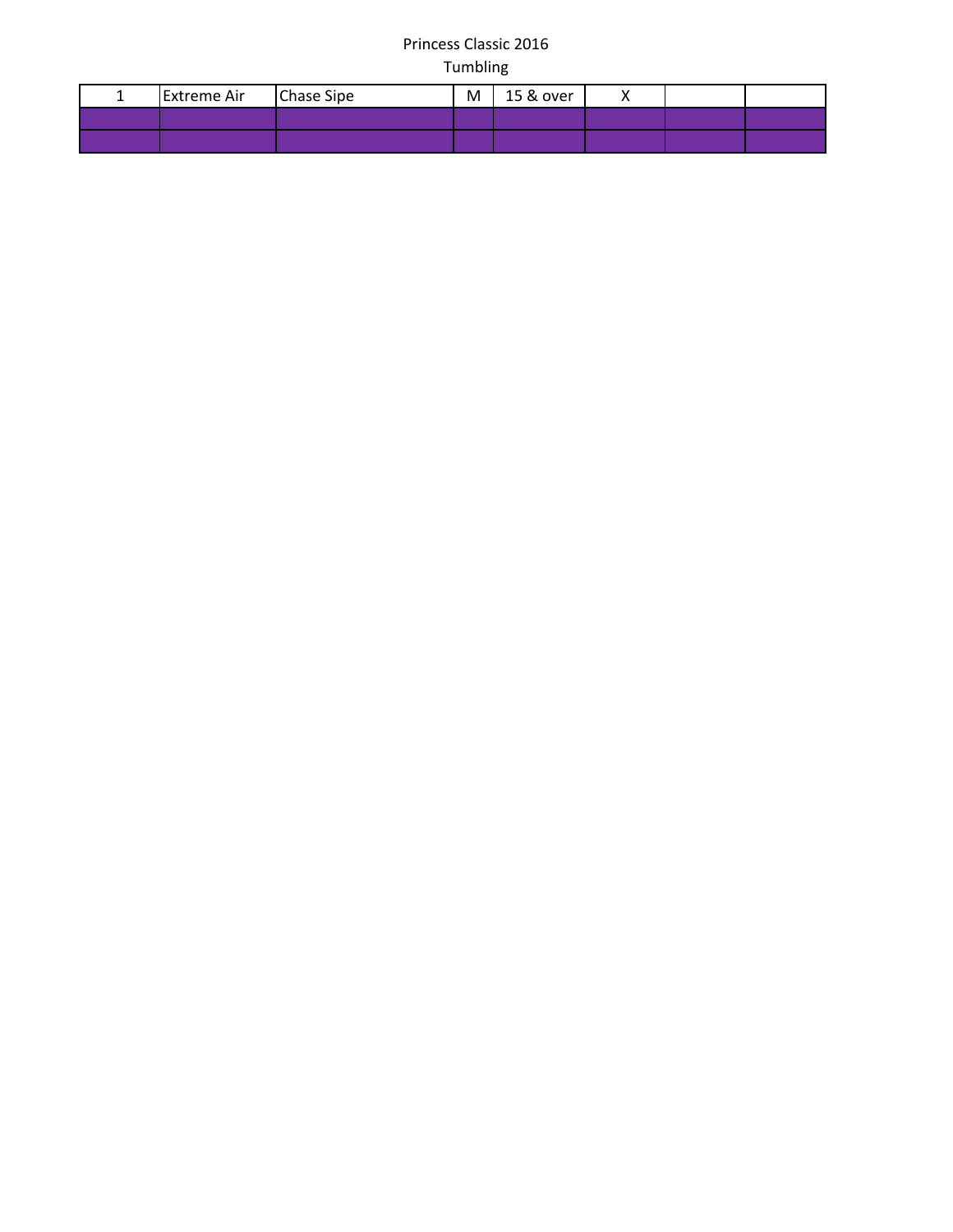Princess Classic 2016

Tumbling

| | | | | | | | |
|---|---|---|---|---|---|---|---|
| 1 | Extreme Air | Chase Sipe | M | 15 & over | X | | |
| | | | | | | | |
| | | | | | | | |